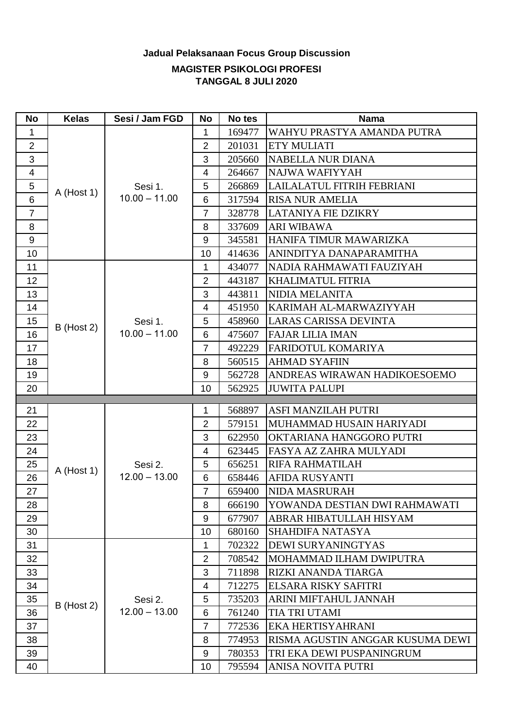**Jadual Pelaksanaan Focus Group Discussion**

**MAGISTER PSIKOLOGI PROFESI**
**TANGGAL 8 JULI 2020**

| No | Kelas | Sesi / Jam FGD | No | No tes | Nama |
|---|---|---|---|---|---|
| 1 | A (Host 1) | Sesi 1. 10.00 – 11.00 | 1 | 169477 | WAHYU PRASTYA AMANDA PUTRA |
| 2 | | | 2 | 201031 | ETY MULIATI |
| 3 | | | 3 | 205660 | NABELLA NUR DIANA |
| 4 | | | 4 | 264667 | NAJWA WAFIYYAH |
| 5 | | | 5 | 266869 | LAILALATUL FITRIH FEBRIANI |
| 6 | | | 6 | 317594 | RISA NUR AMELIA |
| 7 | | | 7 | 328778 | LATANIYA FIE DZIKRY |
| 8 | | | 8 | 337609 | ARI WIBAWA |
| 9 | | | 9 | 345581 | HANIFA TIMUR MAWARIZKA |
| 10 | | | 10 | 414636 | ANINDITYA DANAPARAMITHA |
| 11 | B (Host 2) | Sesi 1. 10.00 – 11.00 | 1 | 434077 | NADIA RAHMAWATI FAUZIYAH |
| 12 | | | 2 | 443187 | KHALIMATUL FITRIA |
| 13 | | | 3 | 443811 | NIDIA MELANITA |
| 14 | | | 4 | 451950 | KARIMAH AL-MARWAZIYYAH |
| 15 | | | 5 | 458960 | LARAS CARISSA DEVINTA |
| 16 | | | 6 | 475607 | FAJAR LILIA IMAN |
| 17 | | | 7 | 492229 | FARIDOTUL KOMARIYA |
| 18 | | | 8 | 560515 | AHMAD SYAFIIN |
| 19 | | | 9 | 562728 | ANDREAS WIRAWAN HADIKOESOEMO |
| 20 | | | 10 | 562925 | JUWITA PALUPI |
| 21 | A (Host 1) | Sesi 2. 12.00 – 13.00 | 1 | 568897 | ASFI MANZILAH PUTRI |
| 22 | | | 2 | 579151 | MUHAMMAD HUSAIN HARIYADI |
| 23 | | | 3 | 622950 | OKTARIANA HANGGORO PUTRI |
| 24 | | | 4 | 623445 | FASYA AZ ZAHRA MULYADI |
| 25 | | | 5 | 656251 | RIFA RAHMATILAH |
| 26 | | | 6 | 658446 | AFIDA RUSYANTI |
| 27 | | | 7 | 659400 | NIDA MASRURAH |
| 28 | | | 8 | 666190 | YOWANDA DESTIAN DWI RAHMAWATI |
| 29 | | | 9 | 677907 | ABRAR HIBATULLAH HISYAM |
| 30 | | | 10 | 680160 | SHAHDIFA NATASYA |
| 31 | B (Host 2) | Sesi 2. 12.00 – 13.00 | 1 | 702322 | DEWI SURYANINGTYAS |
| 32 | | | 2 | 708542 | MOHAMMAD ILHAM DWIPUTRA |
| 33 | | | 3 | 711898 | RIZKI ANANDA TIARGA |
| 34 | | | 4 | 712275 | ELSARA RISKY SAFITRI |
| 35 | | | 5 | 735203 | ARINI MIFTAHUL JANNAH |
| 36 | | | 6 | 761240 | TIA TRI UTAMI |
| 37 | | | 7 | 772536 | EKA HERTISYAHRANI |
| 38 | | | 8 | 774953 | RISMA AGUSTIN ANGGAR KUSUMA DEWI |
| 39 | | | 9 | 780353 | TRI EKA DEWI PUSPANINGRUM |
| 40 | | | 10 | 795594 | ANISA NOVITA PUTRI |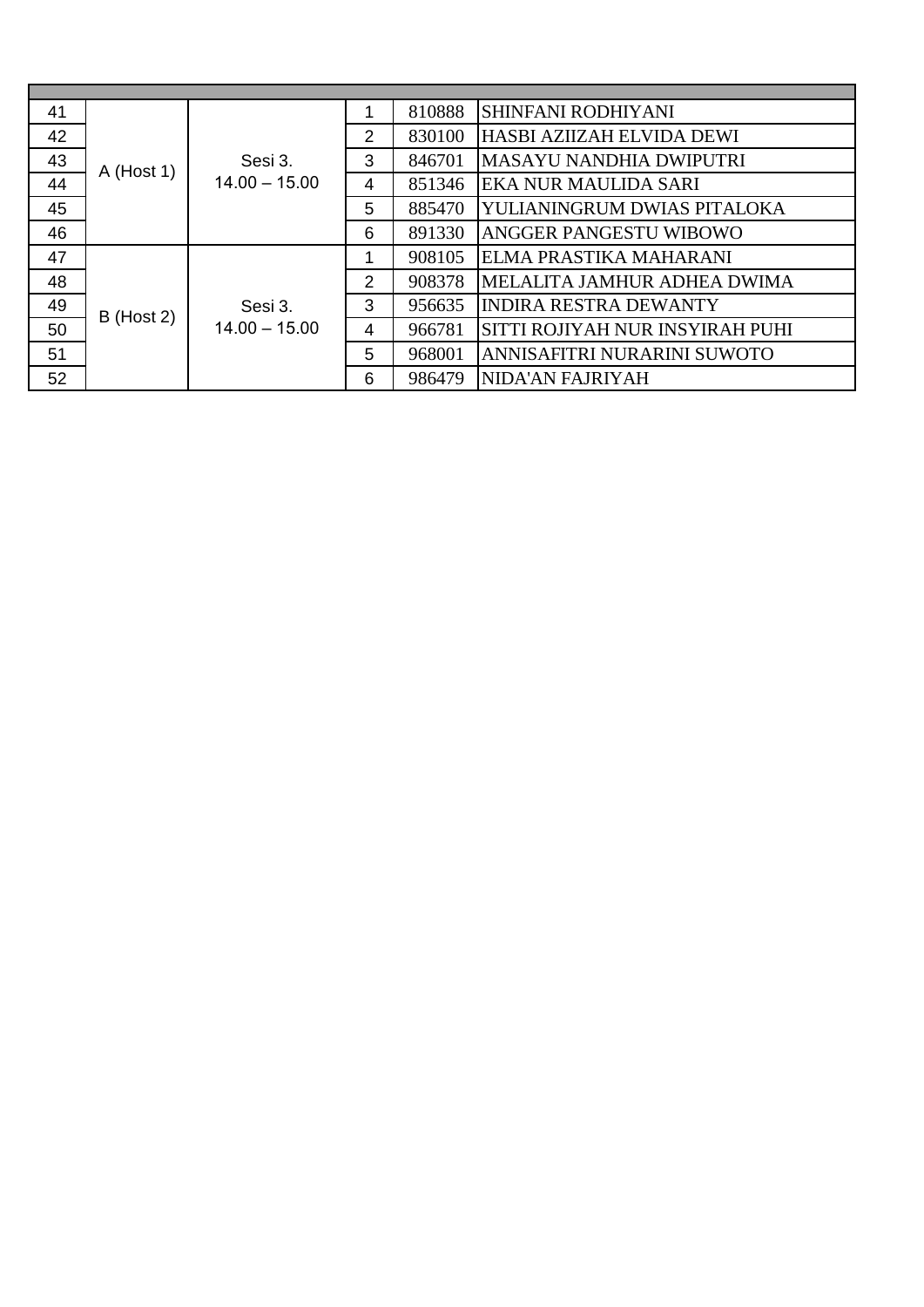| | | | | | |
|---|---|---|---|---|---|
| 41 | A (Host 1) | Sesi 3. 14.00 – 15.00 | 1 | 810888 | SHINFANI RODHIYANI |
| 42 | | | 2 | 830100 | HASBI AZIIZAH ELVIDA DEWI |
| 43 | | | 3 | 846701 | MASAYU NANDHIA DWIPUTRI |
| 44 | | | 4 | 851346 | EKA NUR MAULIDA SARI |
| 45 | | | 5 | 885470 | YULIANINGRUM DWIAS PITALOKA |
| 46 | | | 6 | 891330 | ANGGER PANGESTU WIBOWO |
| 47 | B (Host 2) | Sesi 3. 14.00 – 15.00 | 1 | 908105 | ELMA PRASTIKA MAHARANI |
| 48 | | | 2 | 908378 | MELALITA JAMHUR ADHEA DWIMA |
| 49 | | | 3 | 956635 | INDIRA RESTRA DEWANTY |
| 50 | | | 4 | 966781 | SITTI ROJIYAH NUR INSYIRAH PUHI |
| 51 | | | 5 | 968001 | ANNISAFITRI NURARINI SUWOTO |
| 52 | | | 6 | 986479 | NIDA'AN FAJRIYAH |